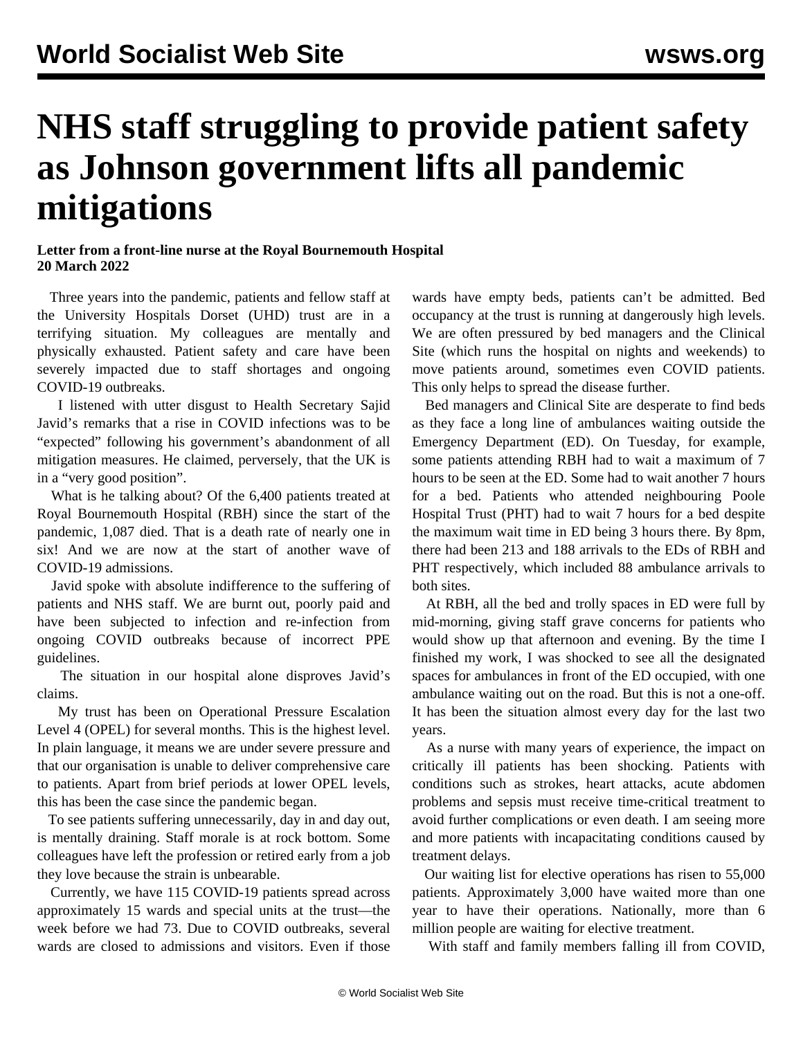# NHS staff struggling to provide patient safety as Johnson government lifts all pandemic mitigations

**Letter from a front-line nurse at the Royal Bournemouth Hospital**
**20 March 2022**

Three years into the pandemic, patients and fellow staff at the University Hospitals Dorset (UHD) trust are in a terrifying situation. My colleagues are mentally and physically exhausted. Patient safety and care have been severely impacted due to staff shortages and ongoing COVID-19 outbreaks.

I listened with utter disgust to Health Secretary Sajid Javid's remarks that a rise in COVID infections was to be "expected" following his government's abandonment of all mitigation measures. He claimed, perversely, that the UK is in a "very good position".

What is he talking about? Of the 6,400 patients treated at Royal Bournemouth Hospital (RBH) since the start of the pandemic, 1,087 died. That is a death rate of nearly one in six! And we are now at the start of another wave of COVID-19 admissions.

Javid spoke with absolute indifference to the suffering of patients and NHS staff. We are burnt out, poorly paid and have been subjected to infection and re-infection from ongoing COVID outbreaks because of incorrect PPE guidelines.

The situation in our hospital alone disproves Javid's claims.

My trust has been on Operational Pressure Escalation Level 4 (OPEL) for several months. This is the highest level. In plain language, it means we are under severe pressure and that our organisation is unable to deliver comprehensive care to patients. Apart from brief periods at lower OPEL levels, this has been the case since the pandemic began.

To see patients suffering unnecessarily, day in and day out, is mentally draining. Staff morale is at rock bottom. Some colleagues have left the profession or retired early from a job they love because the strain is unbearable.

Currently, we have 115 COVID-19 patients spread across approximately 15 wards and special units at the trust—the week before we had 73. Due to COVID outbreaks, several wards are closed to admissions and visitors. Even if those wards have empty beds, patients can't be admitted. Bed occupancy at the trust is running at dangerously high levels. We are often pressured by bed managers and the Clinical Site (which runs the hospital on nights and weekends) to move patients around, sometimes even COVID patients. This only helps to spread the disease further.

Bed managers and Clinical Site are desperate to find beds as they face a long line of ambulances waiting outside the Emergency Department (ED). On Tuesday, for example, some patients attending RBH had to wait a maximum of 7 hours to be seen at the ED. Some had to wait another 7 hours for a bed. Patients who attended neighbouring Poole Hospital Trust (PHT) had to wait 7 hours for a bed despite the maximum wait time in ED being 3 hours there. By 8pm, there had been 213 and 188 arrivals to the EDs of RBH and PHT respectively, which included 88 ambulance arrivals to both sites.

At RBH, all the bed and trolly spaces in ED were full by mid-morning, giving staff grave concerns for patients who would show up that afternoon and evening. By the time I finished my work, I was shocked to see all the designated spaces for ambulances in front of the ED occupied, with one ambulance waiting out on the road. But this is not a one-off. It has been the situation almost every day for the last two years.

As a nurse with many years of experience, the impact on critically ill patients has been shocking. Patients with conditions such as strokes, heart attacks, acute abdomen problems and sepsis must receive time-critical treatment to avoid further complications or even death. I am seeing more and more patients with incapacitating conditions caused by treatment delays.

Our waiting list for elective operations has risen to 55,000 patients. Approximately 3,000 have waited more than one year to have their operations. Nationally, more than 6 million people are waiting for elective treatment.

With staff and family members falling ill from COVID,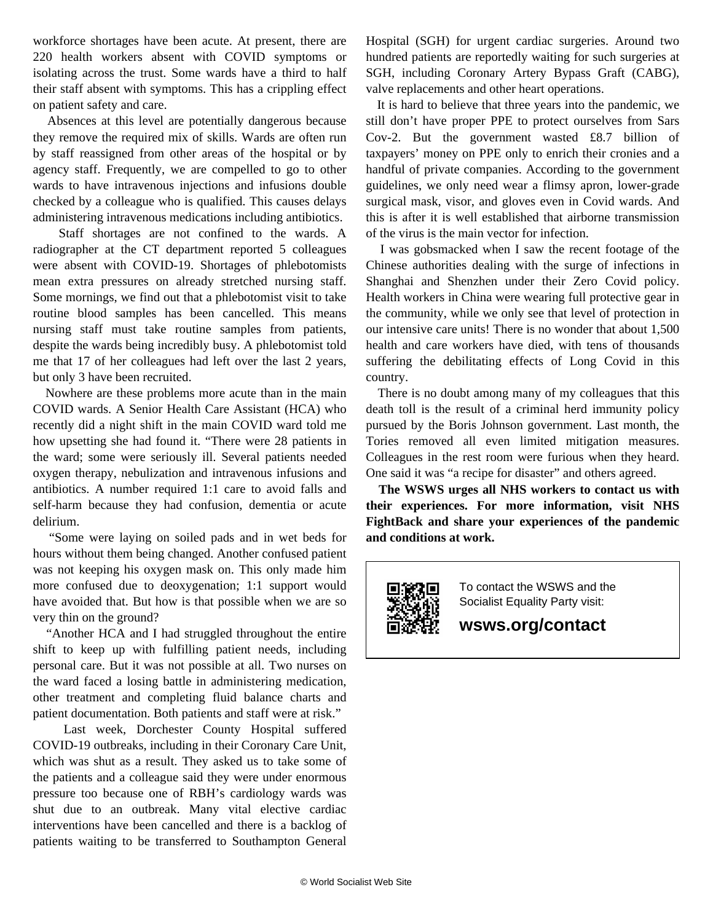workforce shortages have been acute. At present, there are 220 health workers absent with COVID symptoms or isolating across the trust. Some wards have a third to half their staff absent with symptoms. This has a crippling effect on patient safety and care.

Absences at this level are potentially dangerous because they remove the required mix of skills. Wards are often run by staff reassigned from other areas of the hospital or by agency staff. Frequently, we are compelled to go to other wards to have intravenous injections and infusions double checked by a colleague who is qualified. This causes delays administering intravenous medications including antibiotics.

Staff shortages are not confined to the wards. A radiographer at the CT department reported 5 colleagues were absent with COVID-19. Shortages of phlebotomists mean extra pressures on already stretched nursing staff. Some mornings, we find out that a phlebotomist visit to take routine blood samples has been cancelled. This means nursing staff must take routine samples from patients, despite the wards being incredibly busy. A phlebotomist told me that 17 of her colleagues had left over the last 2 years, but only 3 have been recruited.

Nowhere are these problems more acute than in the main COVID wards. A Senior Health Care Assistant (HCA) who recently did a night shift in the main COVID ward told me how upsetting she had found it. "There were 28 patients in the ward; some were seriously ill. Several patients needed oxygen therapy, nebulization and intravenous infusions and antibiotics. A number required 1:1 care to avoid falls and self-harm because they had confusion, dementia or acute delirium.

"Some were laying on soiled pads and in wet beds for hours without them being changed. Another confused patient was not keeping his oxygen mask on. This only made him more confused due to deoxygenation; 1:1 support would have avoided that. But how is that possible when we are so very thin on the ground?

"Another HCA and I had struggled throughout the entire shift to keep up with fulfilling patient needs, including personal care. But it was not possible at all. Two nurses on the ward faced a losing battle in administering medication, other treatment and completing fluid balance charts and patient documentation. Both patients and staff were at risk."

Last week, Dorchester County Hospital suffered COVID-19 outbreaks, including in their Coronary Care Unit, which was shut as a result. They asked us to take some of the patients and a colleague said they were under enormous pressure too because one of RBH's cardiology wards was shut due to an outbreak. Many vital elective cardiac interventions have been cancelled and there is a backlog of patients waiting to be transferred to Southampton General Hospital (SGH) for urgent cardiac surgeries. Around two hundred patients are reportedly waiting for such surgeries at SGH, including Coronary Artery Bypass Graft (CABG), valve replacements and other heart operations.

It is hard to believe that three years into the pandemic, we still don't have proper PPE to protect ourselves from Sars Cov-2. But the government wasted £8.7 billion of taxpayers' money on PPE only to enrich their cronies and a handful of private companies. According to the government guidelines, we only need wear a flimsy apron, lower-grade surgical mask, visor, and gloves even in Covid wards. And this is after it is well established that airborne transmission of the virus is the main vector for infection.

I was gobsmacked when I saw the recent footage of the Chinese authorities dealing with the surge of infections in Shanghai and Shenzhen under their Zero Covid policy. Health workers in China were wearing full protective gear in the community, while we only see that level of protection in our intensive care units! There is no wonder that about 1,500 health and care workers have died, with tens of thousands suffering the debilitating effects of Long Covid in this country.

There is no doubt among many of my colleagues that this death toll is the result of a criminal herd immunity policy pursued by the Boris Johnson government. Last month, the Tories removed all even limited mitigation measures. Colleagues in the rest room were furious when they heard. One said it was "a recipe for disaster" and others agreed.

**The WSWS urges all NHS workers to contact us with their experiences. For more information, visit NHS FightBack and share your experiences of the pandemic and conditions at work.**

To contact the WSWS and the Socialist Equality Party visit:

**wsws.org/contact**